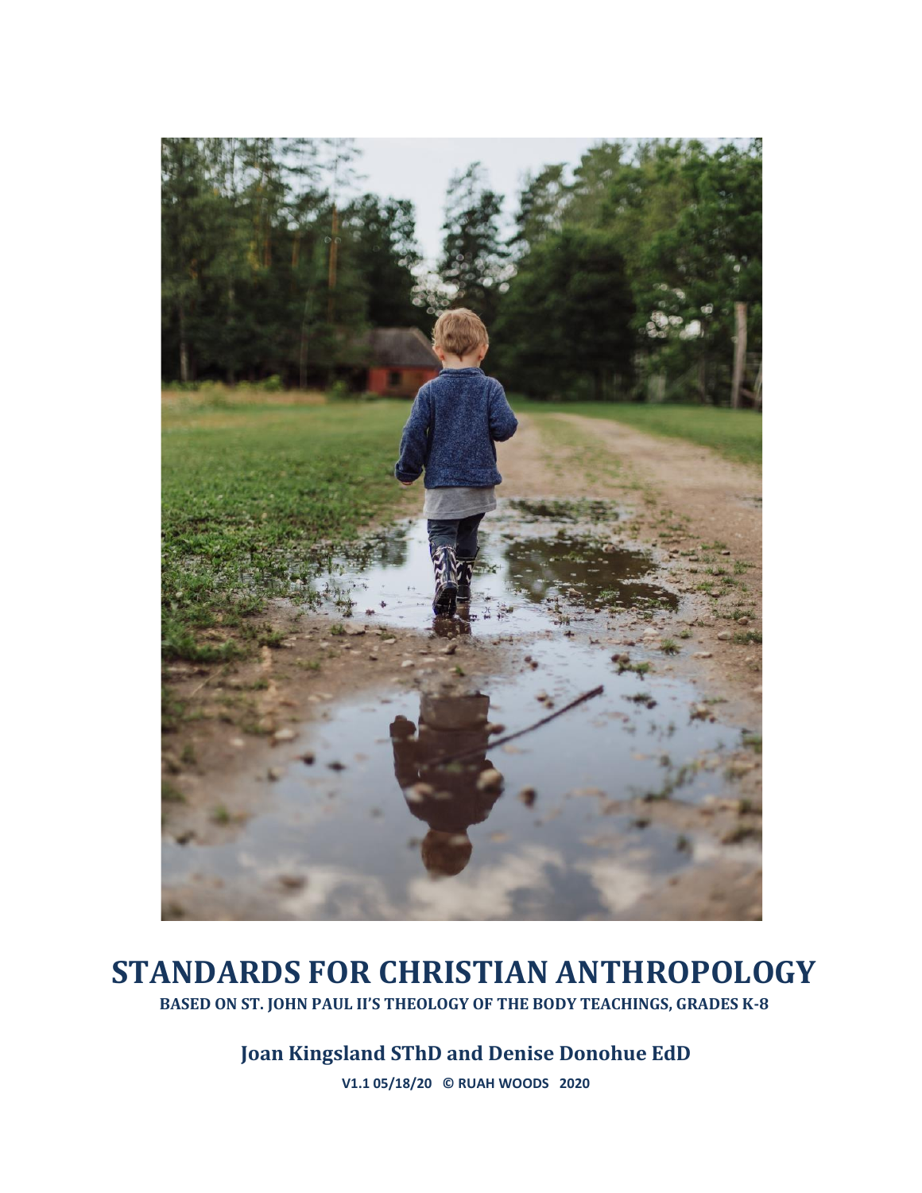# STANDARDS FOR CHRISTIAN ANTHROPOLOGY

**BASED ON ST. JOHN PAUL II'S THEOLOGY OF THE BODY TEACHINGS, GRADES K-8**

**Joan Kingsland SThD and Denise Donohue EdD**

**V1.1 05/18/20 © RUAH WOODS 2020**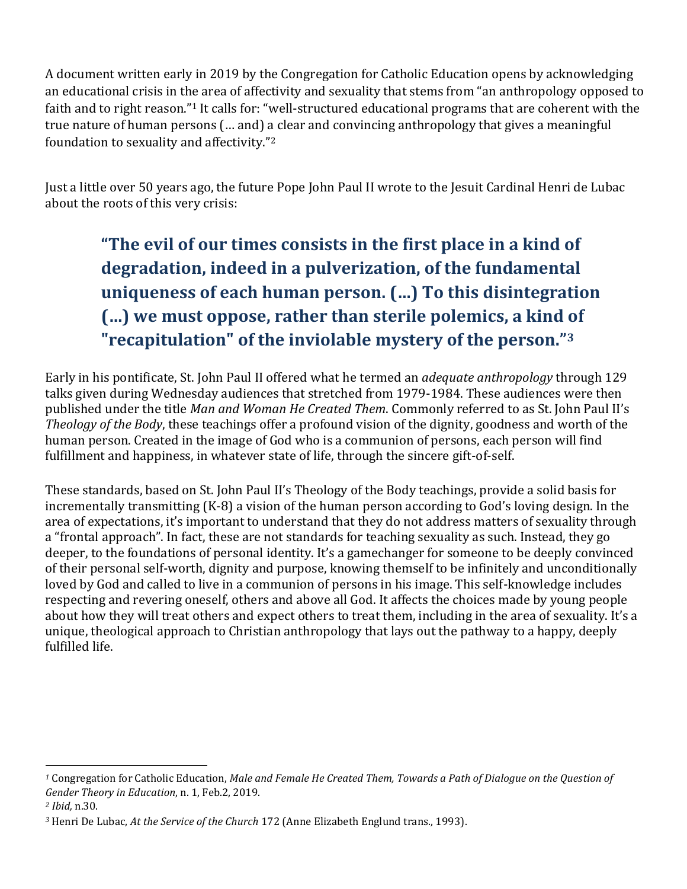A document written early in 2019 by the Congregation for Catholic Education opens by acknowledging an educational crisis in the area of affectivity and sexuality that stems from "an anthropology opposed to faith and to right reason."[1] It calls for: "well-structured educational programs that are coherent with the true nature of human persons (… and) a clear and convincing anthropology that gives a meaningful foundation to sexuality and affectivity."[2]

Just a little over 50 years ago, the future Pope John Paul II wrote to the Jesuit Cardinal Henri de Lubac about the roots of this very crisis:

> **"The evil of our times consists in the first place in a kind of degradation, indeed in a pulverization, of the fundamental uniqueness of each human person. (…) To this disintegration (…) we must oppose, rather than sterile polemics, a kind of "recapitulation" of the inviolable mystery of the person."[3]**

Early in his pontificate, St. John Paul II offered what he termed an *adequate anthropology* through 129 talks given during Wednesday audiences that stretched from 1979-1984. These audiences were then published under the title *Man and Woman He Created Them*. Commonly referred to as St. John Paul II's *Theology of the Body*, these teachings offer a profound vision of the dignity, goodness and worth of the human person. Created in the image of God who is a communion of persons, each person will find fulfillment and happiness, in whatever state of life, through the sincere gift-of-self.

These standards, based on St. John Paul II's Theology of the Body teachings, provide a solid basis for incrementally transmitting (K-8) a vision of the human person according to God's loving design. In the area of expectations, it's important to understand that they do not address matters of sexuality through a "frontal approach". In fact, these are not standards for teaching sexuality as such. Instead, they go deeper, to the foundations of personal identity. It's a gamechanger for someone to be deeply convinced of their personal self-worth, dignity and purpose, knowing themself to be infinitely and unconditionally loved by God and called to live in a communion of persons in his image. This self-knowledge includes respecting and revering oneself, others and above all God. It affects the choices made by young people about how they will treat others and expect others to treat them, including in the area of sexuality. It's a unique, theological approach to Christian anthropology that lays out the pathway to a happy, deeply fulfilled life.

---

[1] Congregation for Catholic Education, *Male and Female He Created Them, Towards a Path of Dialogue on the Question of Gender Theory in Education*, n. 1, Feb.2, 2019.

[2] *Ibid*, n.30.

[3] Henri De Lubac, *At the Service of the Church* 172 (Anne Elizabeth Englund trans., 1993).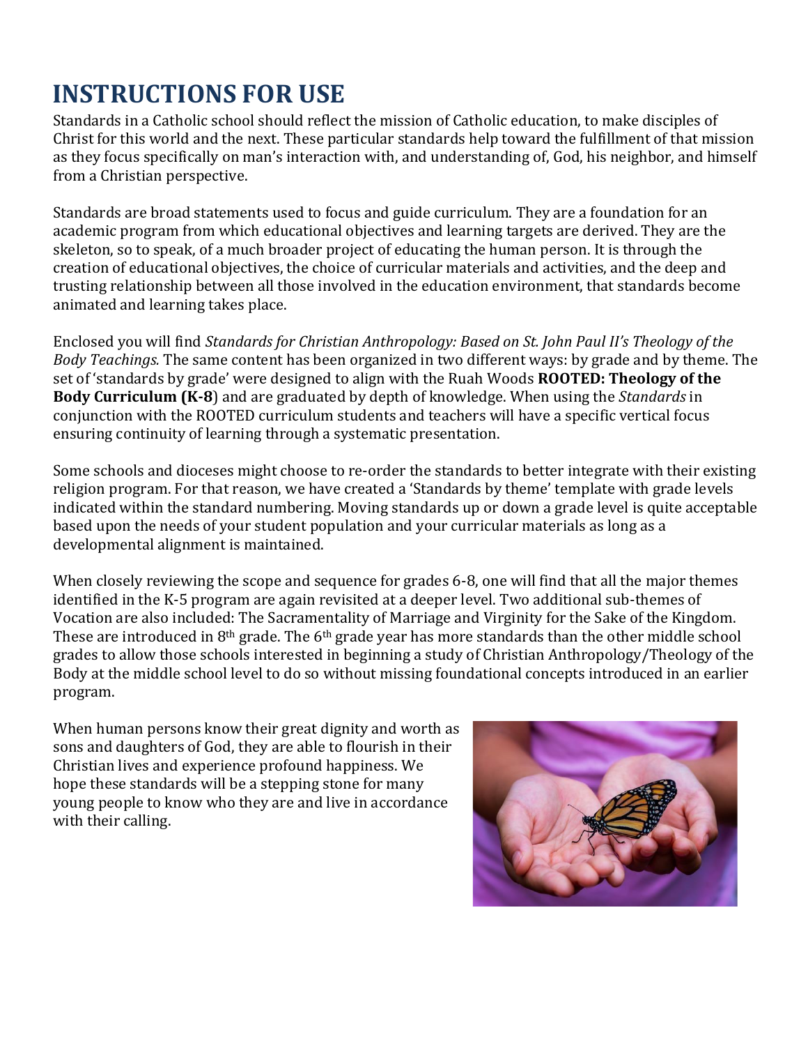# INSTRUCTIONS FOR USE

Standards in a Catholic school should reflect the mission of Catholic education, to make disciples of Christ for this world and the next. These particular standards help toward the fulfillment of that mission as they focus specifically on man's interaction with, and understanding of, God, his neighbor, and himself from a Christian perspective.

Standards are broad statements used to focus and guide curriculum. They are a foundation for an academic program from which educational objectives and learning targets are derived. They are the skeleton, so to speak, of a much broader project of educating the human person. It is through the creation of educational objectives, the choice of curricular materials and activities, and the deep and trusting relationship between all those involved in the education environment, that standards become animated and learning takes place.

Enclosed you will find *Standards for Christian Anthropology: Based on St. John Paul II's Theology of the Body Teachings.* The same content has been organized in two different ways: by grade and by theme. The set of 'standards by grade' were designed to align with the Ruah Woods **ROOTED: Theology of the Body Curriculum (K-8**) and are graduated by depth of knowledge. When using the *Standards* in conjunction with the ROOTED curriculum students and teachers will have a specific vertical focus ensuring continuity of learning through a systematic presentation.

Some schools and dioceses might choose to re-order the standards to better integrate with their existing religion program. For that reason, we have created a 'Standards by theme' template with grade levels indicated within the standard numbering. Moving standards up or down a grade level is quite acceptable based upon the needs of your student population and your curricular materials as long as a developmental alignment is maintained.

When closely reviewing the scope and sequence for grades 6-8, one will find that all the major themes identified in the K-5 program are again revisited at a deeper level. Two additional sub-themes of Vocation are also included: The Sacramentality of Marriage and Virginity for the Sake of the Kingdom. These are introduced in 8th grade. The 6th grade year has more standards than the other middle school grades to allow those schools interested in beginning a study of Christian Anthropology/Theology of the Body at the middle school level to do so without missing foundational concepts introduced in an earlier program.

When human persons know their great dignity and worth as sons and daughters of God, they are able to flourish in their Christian lives and experience profound happiness. We hope these standards will be a stepping stone for many young people to know who they are and live in accordance with their calling.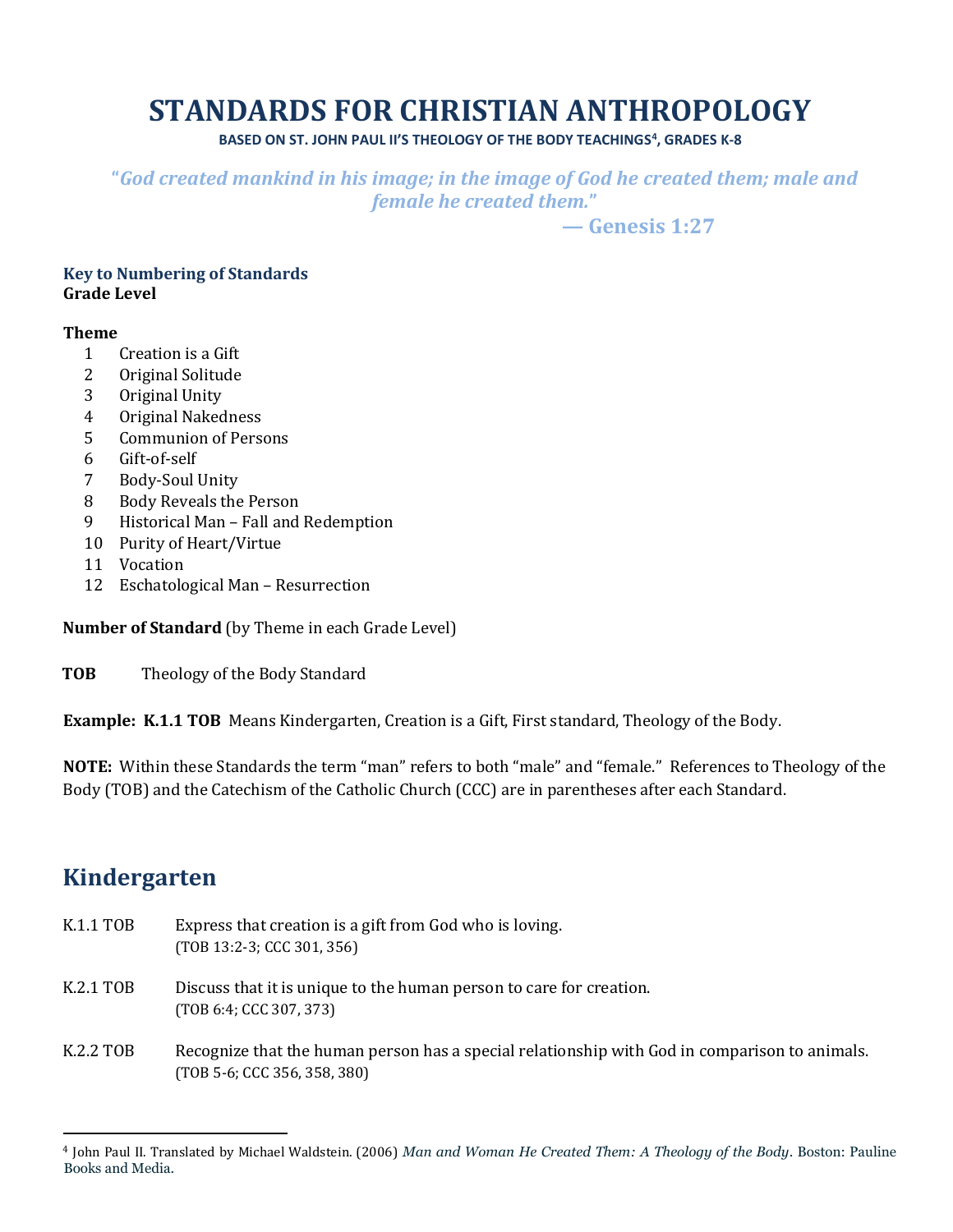# STANDARDS FOR CHRISTIAN ANTHROPOLOGY

**BASED ON ST. JOHN PAUL II'S THEOLOGY OF THE BODY TEACHINGS[4], GRADES K-8**

*"God created mankind in his image; in the image of God he created them; male and female he created them."*

**— Genesis 1:27**

### Key to Numbering of Standards

**Grade Level**

**Theme**

1. Creation is a Gift
2. Original Solitude
3. Original Unity
4. Original Nakedness
5. Communion of Persons
6. Gift-of-self
7. Body-Soul Unity
8. Body Reveals the Person
9. Historical Man – Fall and Redemption
10. Purity of Heart/Virtue
11. Vocation
12. Eschatological Man – Resurrection

**Number of Standard** (by Theme in each Grade Level)

**TOB** Theology of the Body Standard

**Example: K.1.1 TOB** Means Kindergarten, Creation is a Gift, First standard, Theology of the Body.

**NOTE:** Within these Standards the term "man" refers to both "male" and "female." References to Theology of the Body (TOB) and the Catechism of the Catholic Church (CCC) are in parentheses after each Standard.

## Kindergarten

K.1.1 TOB Express that creation is a gift from God who is loving.
(TOB 13:2-3; CCC 301, 356)

K.2.1 TOB Discuss that it is unique to the human person to care for creation.
(TOB 6:4; CCC 307, 373)

K.2.2 TOB Recognize that the human person has a special relationship with God in comparison to animals.
(TOB 5-6; CCC 356, 358, 380)

---

[4] John Paul II. Translated by Michael Waldstein. (2006) *Man and Woman He Created Them: A Theology of the Body*. Boston: Pauline Books and Media.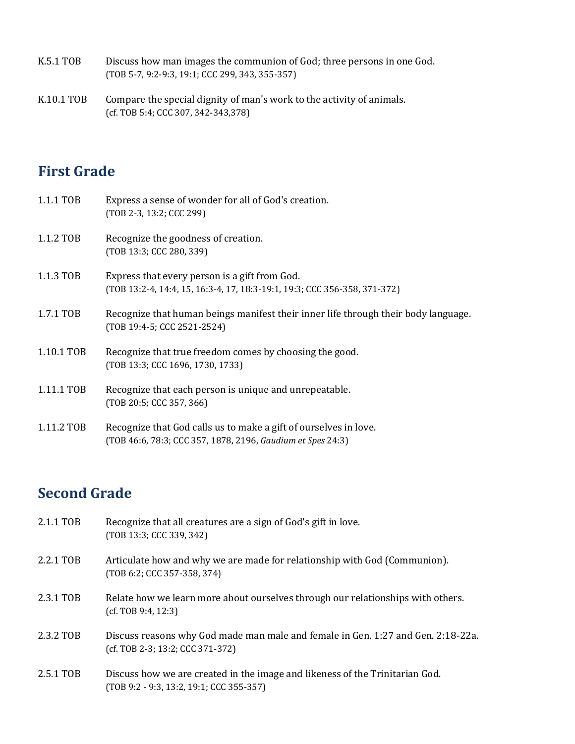K.5.1 TOB Discuss how man images the communion of God; three persons in one God.
(TOB 5-7, 9:2-9:3, 19:1; CCC 299, 343, 355-357)

K.10.1 TOB Compare the special dignity of man's work to the activity of animals.
(cf. TOB 5:4; CCC 307, 342-343,378)

## First Grade

1.1.1 TOB Express a sense of wonder for all of God's creation.
(TOB 2-3, 13:2; CCC 299)

1.1.2 TOB Recognize the goodness of creation.
(TOB 13:3; CCC 280, 339)

1.1.3 TOB Express that every person is a gift from God.
(TOB 13:2-4, 14:4, 15, 16:3-4, 17, 18:3-19:1, 19:3; CCC 356-358, 371-372)

1.7.1 TOB Recognize that human beings manifest their inner life through their body language.
(TOB 19:4-5; CCC 2521-2524)

1.10.1 TOB Recognize that true freedom comes by choosing the good.
(TOB 13:3; CCC 1696, 1730, 1733)

1.11.1 TOB Recognize that each person is unique and unrepeatable.
(TOB 20:5; CCC 357, 366)

1.11.2 TOB Recognize that God calls us to make a gift of ourselves in love.
(TOB 46:6, 78:3; CCC 357, 1878, 2196, *Gaudium et Spes* 24:3)

## Second Grade

2.1.1 TOB Recognize that all creatures are a sign of God's gift in love.
(TOB 13:3; CCC 339, 342)

2.2.1 TOB Articulate how and why we are made for relationship with God (Communion).
(TOB 6:2; CCC 357-358, 374)

2.3.1 TOB Relate how we learn more about ourselves through our relationships with others.
(cf. TOB 9:4, 12:3)

2.3.2 TOB Discuss reasons why God made man male and female in Gen. 1:27 and Gen. 2:18-22a.
(cf. TOB 2-3; 13:2; CCC 371-372)

2.5.1 TOB Discuss how we are created in the image and likeness of the Trinitarian God.
(TOB 9:2 - 9:3, 13:2, 19:1; CCC 355-357)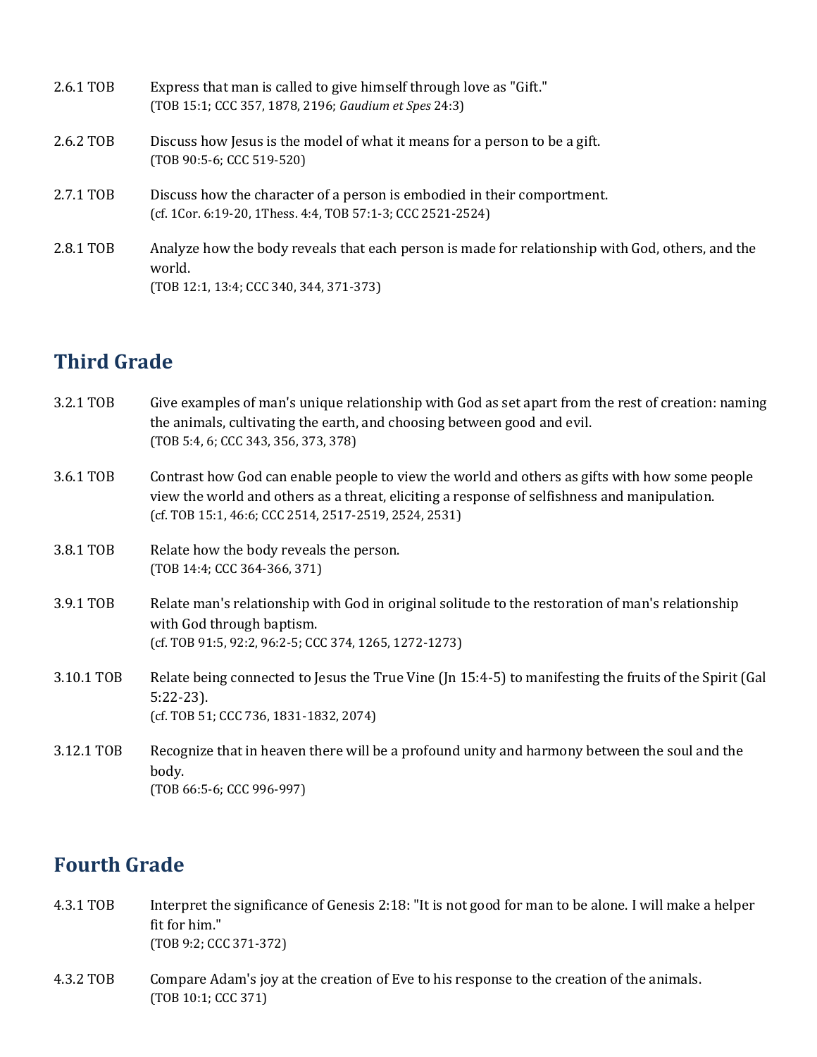2.6.1 TOB Express that man is called to give himself through love as "Gift."
(TOB 15:1; CCC 357, 1878, 2196; *Gaudium et Spes* 24:3)

2.6.2 TOB Discuss how Jesus is the model of what it means for a person to be a gift.
(TOB 90:5-6; CCC 519-520)

2.7.1 TOB Discuss how the character of a person is embodied in their comportment.
(cf. 1Cor. 6:19-20, 1Thess. 4:4, TOB 57:1-3; CCC 2521-2524)

2.8.1 TOB Analyze how the body reveals that each person is made for relationship with God, others, and the world.
(TOB 12:1, 13:4; CCC 340, 344, 371-373)

## Third Grade

3.2.1 TOB Give examples of man's unique relationship with God as set apart from the rest of creation: naming the animals, cultivating the earth, and choosing between good and evil.
(TOB 5:4, 6; CCC 343, 356, 373, 378)

3.6.1 TOB Contrast how God can enable people to view the world and others as gifts with how some people view the world and others as a threat, eliciting a response of selfishness and manipulation.
(cf. TOB 15:1, 46:6; CCC 2514, 2517-2519, 2524, 2531)

3.8.1 TOB Relate how the body reveals the person.
(TOB 14:4; CCC 364-366, 371)

3.9.1 TOB Relate man's relationship with God in original solitude to the restoration of man's relationship with God through baptism.
(cf. TOB 91:5, 92:2, 96:2-5; CCC 374, 1265, 1272-1273)

3.10.1 TOB Relate being connected to Jesus the True Vine (Jn 15:4-5) to manifesting the fruits of the Spirit (Gal 5:22-23).
(cf. TOB 51; CCC 736, 1831-1832, 2074)

3.12.1 TOB Recognize that in heaven there will be a profound unity and harmony between the soul and the body.
(TOB 66:5-6; CCC 996-997)

## Fourth Grade

4.3.1 TOB Interpret the significance of Genesis 2:18: "It is not good for man to be alone. I will make a helper fit for him."
(TOB 9:2; CCC 371-372)

4.3.2 TOB Compare Adam's joy at the creation of Eve to his response to the creation of the animals.
(TOB 10:1; CCC 371)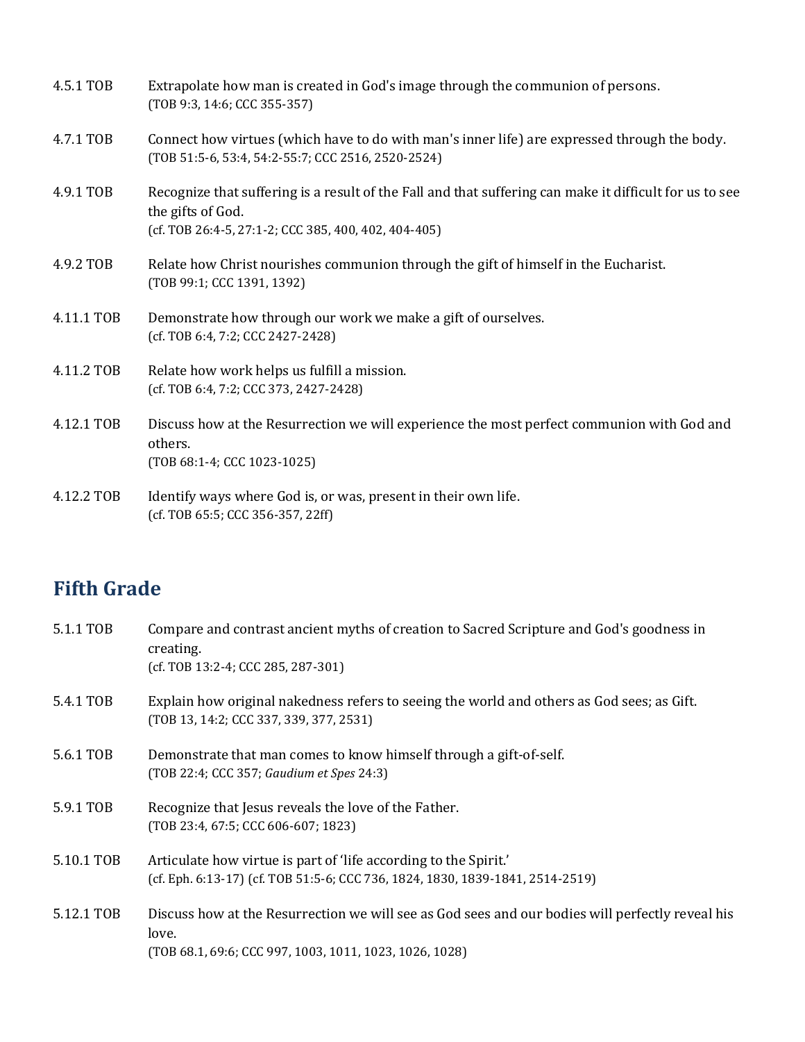4.5.1 TOB  Extrapolate how man is created in God's image through the communion of persons.
(TOB 9:3, 14:6; CCC 355-357)

4.7.1 TOB  Connect how virtues (which have to do with man's inner life) are expressed through the body.
(TOB 51:5-6, 53:4, 54:2-55:7; CCC 2516, 2520-2524)

4.9.1 TOB  Recognize that suffering is a result of the Fall and that suffering can make it difficult for us to see the gifts of God.
(cf. TOB 26:4-5, 27:1-2; CCC 385, 400, 402, 404-405)

4.9.2 TOB  Relate how Christ nourishes communion through the gift of himself in the Eucharist.
(TOB 99:1; CCC 1391, 1392)

4.11.1 TOB  Demonstrate how through our work we make a gift of ourselves.
(cf. TOB 6:4, 7:2; CCC 2427-2428)

4.11.2 TOB  Relate how work helps us fulfill a mission.
(cf. TOB 6:4, 7:2; CCC 373, 2427-2428)

4.12.1 TOB  Discuss how at the Resurrection we will experience the most perfect communion with God and others.
(TOB 68:1-4; CCC 1023-1025)

4.12.2 TOB  Identify ways where God is, or was, present in their own life.
(cf. TOB 65:5; CCC 356-357, 22ff)

## Fifth Grade

5.1.1 TOB  Compare and contrast ancient myths of creation to Sacred Scripture and God's goodness in creating.
(cf. TOB 13:2-4; CCC 285, 287-301)

5.4.1 TOB  Explain how original nakedness refers to seeing the world and others as God sees; as Gift.
(TOB 13, 14:2; CCC 337, 339, 377, 2531)

5.6.1 TOB  Demonstrate that man comes to know himself through a gift-of-self.
(TOB 22:4; CCC 357; *Gaudium et Spes* 24:3)

5.9.1 TOB  Recognize that Jesus reveals the love of the Father.
(TOB 23:4, 67:5; CCC 606-607; 1823)

5.10.1 TOB  Articulate how virtue is part of 'life according to the Spirit.'
(cf. Eph. 6:13-17) (cf. TOB 51:5-6; CCC 736, 1824, 1830, 1839-1841, 2514-2519)

5.12.1 TOB  Discuss how at the Resurrection we will see as God sees and our bodies will perfectly reveal his love.
(TOB 68.1, 69:6; CCC 997, 1003, 1011, 1023, 1026, 1028)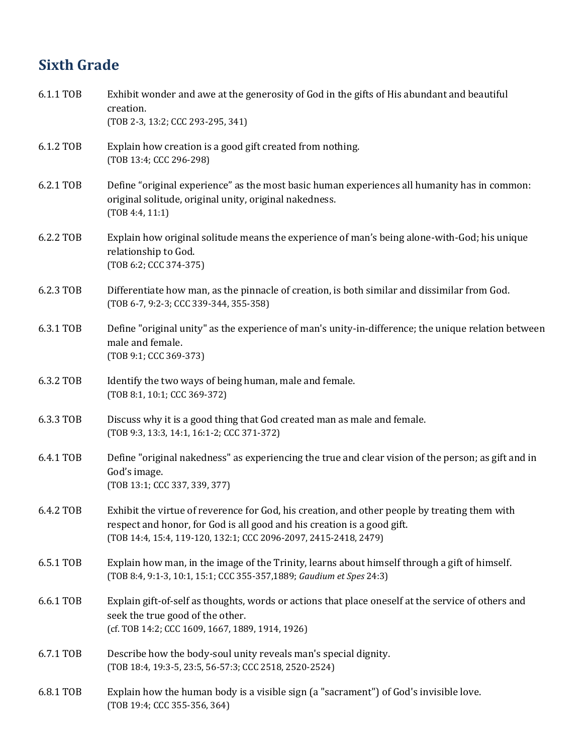## Sixth Grade

6.1.1 TOB — Exhibit wonder and awe at the generosity of God in the gifts of His abundant and beautiful creation.
(TOB 2-3, 13:2; CCC 293-295, 341)

6.1.2 TOB — Explain how creation is a good gift created from nothing.
(TOB 13:4; CCC 296-298)

6.2.1 TOB — Define "original experience" as the most basic human experiences all humanity has in common: original solitude, original unity, original nakedness.
(TOB 4:4, 11:1)

6.2.2 TOB — Explain how original solitude means the experience of man's being alone-with-God; his unique relationship to God.
(TOB 6:2; CCC 374-375)

6.2.3 TOB — Differentiate how man, as the pinnacle of creation, is both similar and dissimilar from God.
(TOB 6-7, 9:2-3; CCC 339-344, 355-358)

6.3.1 TOB — Define "original unity" as the experience of man's unity-in-difference; the unique relation between male and female.
(TOB 9:1; CCC 369-373)

6.3.2 TOB — Identify the two ways of being human, male and female.
(TOB 8:1, 10:1; CCC 369-372)

6.3.3 TOB — Discuss why it is a good thing that God created man as male and female.
(TOB 9:3, 13:3, 14:1, 16:1-2; CCC 371-372)

6.4.1 TOB — Define "original nakedness" as experiencing the true and clear vision of the person; as gift and in God's image.
(TOB 13:1; CCC 337, 339, 377)

6.4.2 TOB — Exhibit the virtue of reverence for God, his creation, and other people by treating them with respect and honor, for God is all good and his creation is a good gift.
(TOB 14:4, 15:4, 119-120, 132:1; CCC 2096-2097, 2415-2418, 2479)

6.5.1 TOB — Explain how man, in the image of the Trinity, learns about himself through a gift of himself.
(TOB 8:4, 9:1-3, 10:1, 15:1; CCC 355-357,1889; *Gaudium et Spes* 24:3)

6.6.1 TOB — Explain gift-of-self as thoughts, words or actions that place oneself at the service of others and seek the true good of the other.
(cf. TOB 14:2; CCC 1609, 1667, 1889, 1914, 1926)

6.7.1 TOB — Describe how the body-soul unity reveals man's special dignity.
(TOB 18:4, 19:3-5, 23:5, 56-57:3; CCC 2518, 2520-2524)

6.8.1 TOB — Explain how the human body is a visible sign (a "sacrament") of God's invisible love.
(TOB 19:4; CCC 355-356, 364)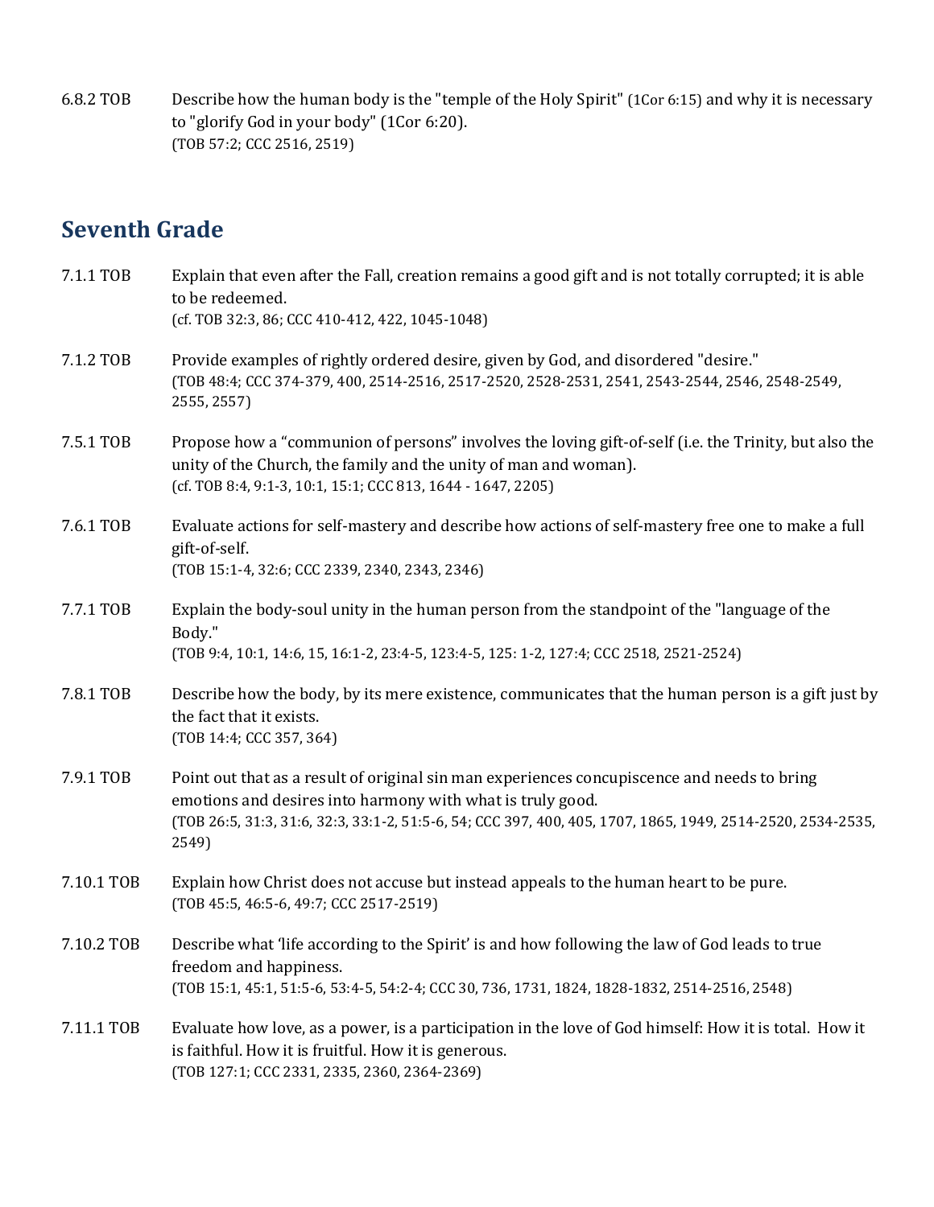6.8.2 TOB Describe how the human body is the "temple of the Holy Spirit" (1Cor 6:15) and why it is necessary to "glorify God in your body" (1Cor 6:20).
(TOB 57:2; CCC 2516, 2519)

## Seventh Grade

7.1.1 TOB Explain that even after the Fall, creation remains a good gift and is not totally corrupted; it is able to be redeemed.
(cf. TOB 32:3, 86; CCC 410-412, 422, 1045-1048)

7.1.2 TOB Provide examples of rightly ordered desire, given by God, and disordered "desire."
(TOB 48:4; CCC 374-379, 400, 2514-2516, 2517-2520, 2528-2531, 2541, 2543-2544, 2546, 2548-2549, 2555, 2557)

7.5.1 TOB Propose how a "communion of persons" involves the loving gift-of-self (i.e. the Trinity, but also the unity of the Church, the family and the unity of man and woman).
(cf. TOB 8:4, 9:1-3, 10:1, 15:1; CCC 813, 1644 - 1647, 2205)

7.6.1 TOB Evaluate actions for self-mastery and describe how actions of self-mastery free one to make a full gift-of-self.
(TOB 15:1-4, 32:6; CCC 2339, 2340, 2343, 2346)

7.7.1 TOB Explain the body-soul unity in the human person from the standpoint of the "language of the Body."
(TOB 9:4, 10:1, 14:6, 15, 16:1-2, 23:4-5, 123:4-5, 125: 1-2, 127:4; CCC 2518, 2521-2524)

7.8.1 TOB Describe how the body, by its mere existence, communicates that the human person is a gift just by the fact that it exists.
(TOB 14:4; CCC 357, 364)

7.9.1 TOB Point out that as a result of original sin man experiences concupiscence and needs to bring emotions and desires into harmony with what is truly good.
(TOB 26:5, 31:3, 31:6, 32:3, 33:1-2, 51:5-6, 54; CCC 397, 400, 405, 1707, 1865, 1949, 2514-2520, 2534-2535, 2549)

7.10.1 TOB Explain how Christ does not accuse but instead appeals to the human heart to be pure.
(TOB 45:5, 46:5-6, 49:7; CCC 2517-2519)

7.10.2 TOB Describe what 'life according to the Spirit' is and how following the law of God leads to true freedom and happiness.
(TOB 15:1, 45:1, 51:5-6, 53:4-5, 54:2-4; CCC 30, 736, 1731, 1824, 1828-1832, 2514-2516, 2548)

7.11.1 TOB Evaluate how love, as a power, is a participation in the love of God himself: How it is total. How it is faithful. How it is fruitful. How it is generous.
(TOB 127:1; CCC 2331, 2335, 2360, 2364-2369)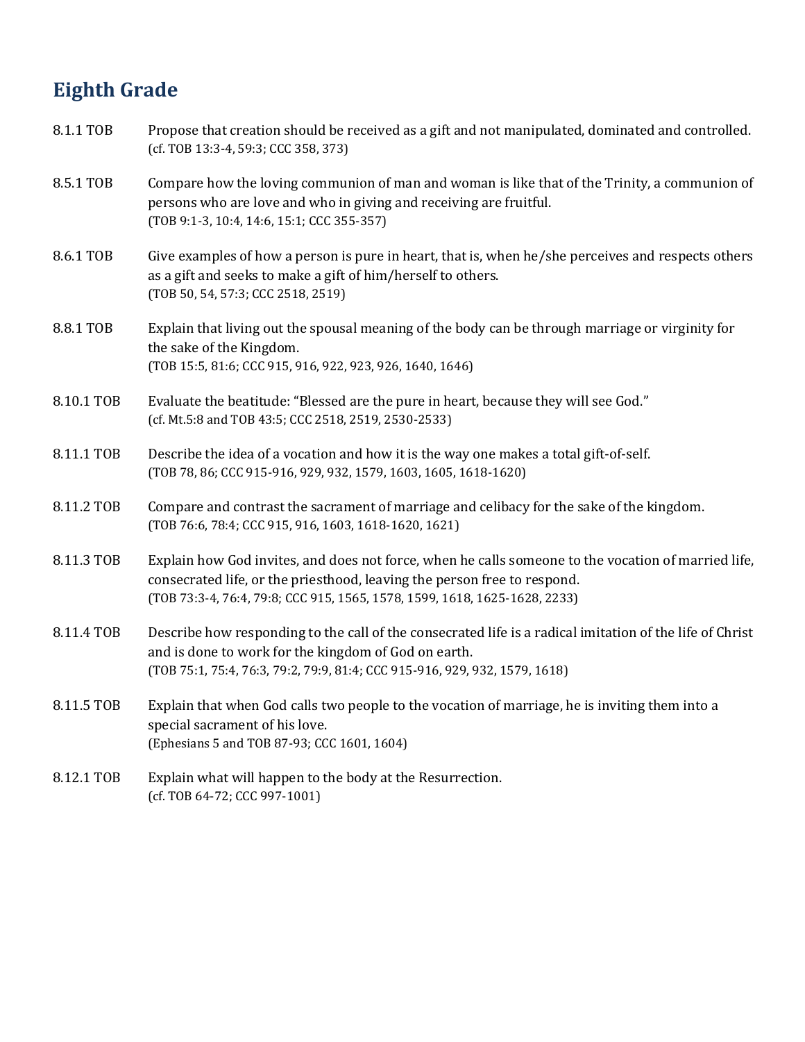## Eighth Grade

8.1.1 TOB Propose that creation should be received as a gift and not manipulated, dominated and controlled.
(cf. TOB 13:3-4, 59:3; CCC 358, 373)

8.5.1 TOB Compare how the loving communion of man and woman is like that of the Trinity, a communion of persons who are love and who in giving and receiving are fruitful.
(TOB 9:1-3, 10:4, 14:6, 15:1; CCC 355-357)

8.6.1 TOB Give examples of how a person is pure in heart, that is, when he/she perceives and respects others as a gift and seeks to make a gift of him/herself to others.
(TOB 50, 54, 57:3; CCC 2518, 2519)

8.8.1 TOB Explain that living out the spousal meaning of the body can be through marriage or virginity for the sake of the Kingdom.
(TOB 15:5, 81:6; CCC 915, 916, 922, 923, 926, 1640, 1646)

8.10.1 TOB Evaluate the beatitude: "Blessed are the pure in heart, because they will see God."
(cf. Mt.5:8 and TOB 43:5; CCC 2518, 2519, 2530-2533)

8.11.1 TOB Describe the idea of a vocation and how it is the way one makes a total gift-of-self.
(TOB 78, 86; CCC 915-916, 929, 932, 1579, 1603, 1605, 1618-1620)

8.11.2 TOB Compare and contrast the sacrament of marriage and celibacy for the sake of the kingdom.
(TOB 76:6, 78:4; CCC 915, 916, 1603, 1618-1620, 1621)

8.11.3 TOB Explain how God invites, and does not force, when he calls someone to the vocation of married life, consecrated life, or the priesthood, leaving the person free to respond.
(TOB 73:3-4, 76:4, 79:8; CCC 915, 1565, 1578, 1599, 1618, 1625-1628, 2233)

8.11.4 TOB Describe how responding to the call of the consecrated life is a radical imitation of the life of Christ and is done to work for the kingdom of God on earth.
(TOB 75:1, 75:4, 76:3, 79:2, 79:9, 81:4; CCC 915-916, 929, 932, 1579, 1618)

8.11.5 TOB Explain that when God calls two people to the vocation of marriage, he is inviting them into a special sacrament of his love.
(Ephesians 5 and TOB 87-93; CCC 1601, 1604)

8.12.1 TOB Explain what will happen to the body at the Resurrection.
(cf. TOB 64-72; CCC 997-1001)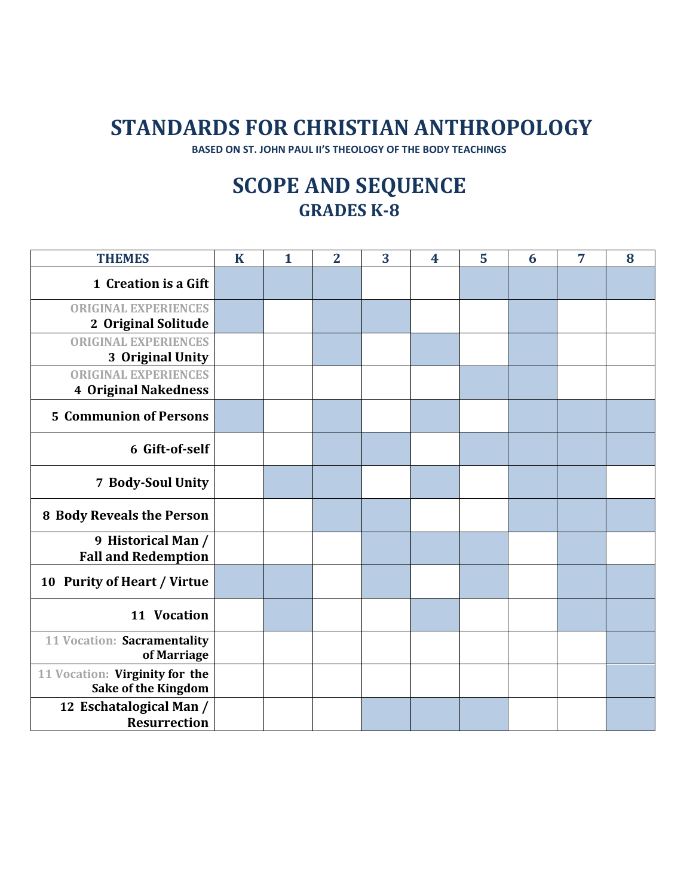# STANDARDS FOR CHRISTIAN ANTHROPOLOGY

**BASED ON ST. JOHN PAUL II'S THEOLOGY OF THE BODY TEACHINGS**

## SCOPE AND SEQUENCE

### GRADES K-8

| THEMES | K | 1 | 2 | 3 | 4 | 5 | 6 | 7 | 8 |
|---|---|---|---|---|---|---|---|---|---|
| **1 Creation is a Gift** | X | X | X | | | X | X | X | X |
| ORIGINAL EXPERIENCES **2 Original Solitude** | X | | X | X | | | X | | |
| ORIGINAL EXPERIENCES **3 Original Unity** | | | X | | X | | X | | |
| ORIGINAL EXPERIENCES **4 Original Nakedness** | | | | | | X | X | | |
| **5 Communion of Persons** | X | | X | | X | | X | X | X |
| **6 Gift-of-self** | | | X | X | | X | X | X | X |
| **7 Body-Soul Unity** | | X | X | | X | | X | X | |
| **8 Body Reveals the Person** | | | X | X | | | X | X | X |
| **9 Historical Man / Fall and Redemption** | | | | X | X | X | | X | |
| **10 Purity of Heart / Virtue** | X | X | | X | | X | | X | X |
| **11 Vocation** | | X | | | X | | | X | X |
| 11 Vocation: **Sacramentality of Marriage** | | | | | | | | | X |
| 11 Vocation: **Virginity for the Sake of the Kingdom** | | | | | | | | | X |
| **12 Eschatological Man / Resurrection** | | | | X | X | X | | | X |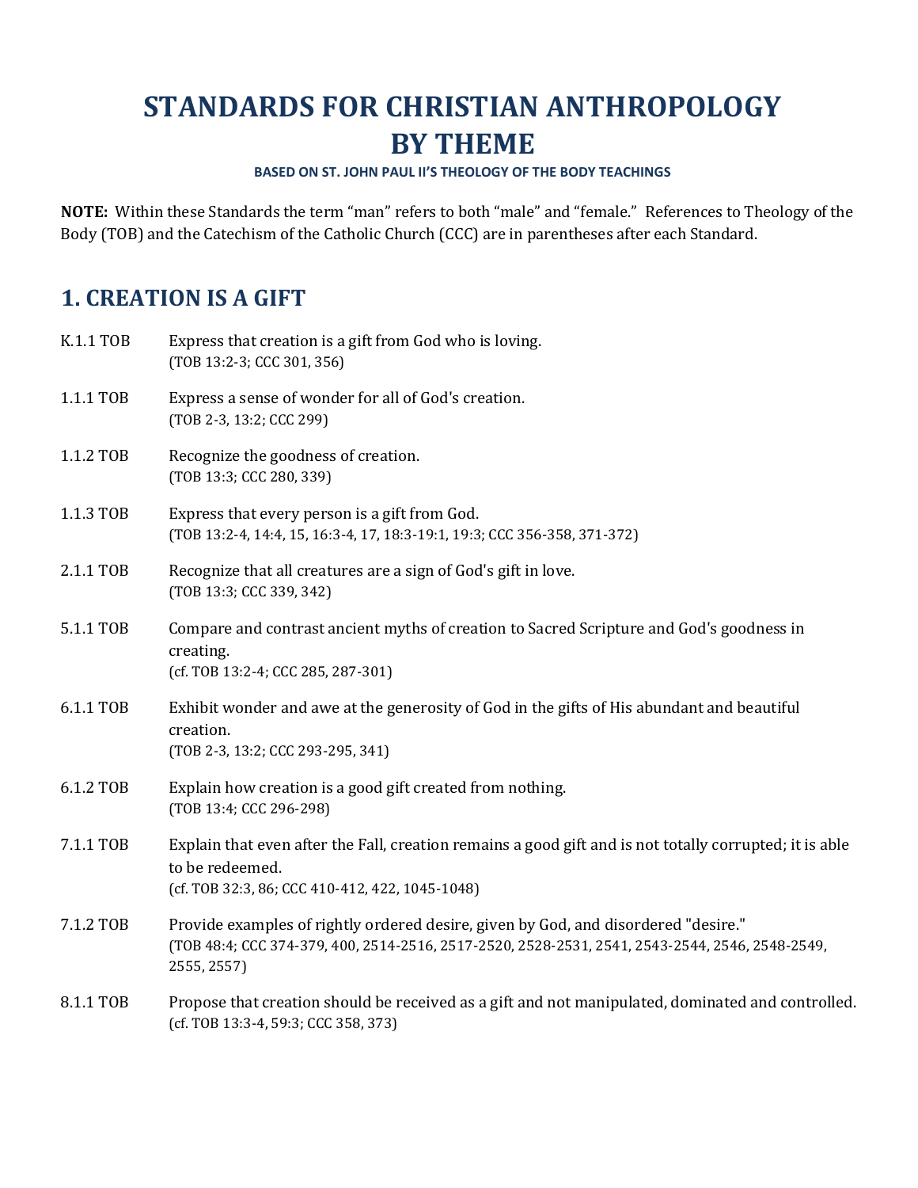# STANDARDS FOR CHRISTIAN ANTHROPOLOGY BY THEME

**BASED ON ST. JOHN PAUL II'S THEOLOGY OF THE BODY TEACHINGS**

**NOTE:** Within these Standards the term "man" refers to both "male" and "female." References to Theology of the Body (TOB) and the Catechism of the Catholic Church (CCC) are in parentheses after each Standard.

## 1. CREATION IS A GIFT

| | |
|---|---|
| K.1.1 TOB | Express that creation is a gift from God who is loving. (TOB 13:2-3; CCC 301, 356) |
| 1.1.1 TOB | Express a sense of wonder for all of God's creation. (TOB 2-3, 13:2; CCC 299) |
| 1.1.2 TOB | Recognize the goodness of creation. (TOB 13:3; CCC 280, 339) |
| 1.1.3 TOB | Express that every person is a gift from God. (TOB 13:2-4, 14:4, 15, 16:3-4, 17, 18:3-19:1, 19:3; CCC 356-358, 371-372) |
| 2.1.1 TOB | Recognize that all creatures are a sign of God's gift in love. (TOB 13:3; CCC 339, 342) |
| 5.1.1 TOB | Compare and contrast ancient myths of creation to Sacred Scripture and God's goodness in creating. (cf. TOB 13:2-4; CCC 285, 287-301) |
| 6.1.1 TOB | Exhibit wonder and awe at the generosity of God in the gifts of His abundant and beautiful creation. (TOB 2-3, 13:2; CCC 293-295, 341) |
| 6.1.2 TOB | Explain how creation is a good gift created from nothing. (TOB 13:4; CCC 296-298) |
| 7.1.1 TOB | Explain that even after the Fall, creation remains a good gift and is not totally corrupted; it is able to be redeemed. (cf. TOB 32:3, 86; CCC 410-412, 422, 1045-1048) |
| 7.1.2 TOB | Provide examples of rightly ordered desire, given by God, and disordered "desire." (TOB 48:4; CCC 374-379, 400, 2514-2516, 2517-2520, 2528-2531, 2541, 2543-2544, 2546, 2548-2549, 2555, 2557) |
| 8.1.1 TOB | Propose that creation should be received as a gift and not manipulated, dominated and controlled. (cf. TOB 13:3-4, 59:3; CCC 358, 373) |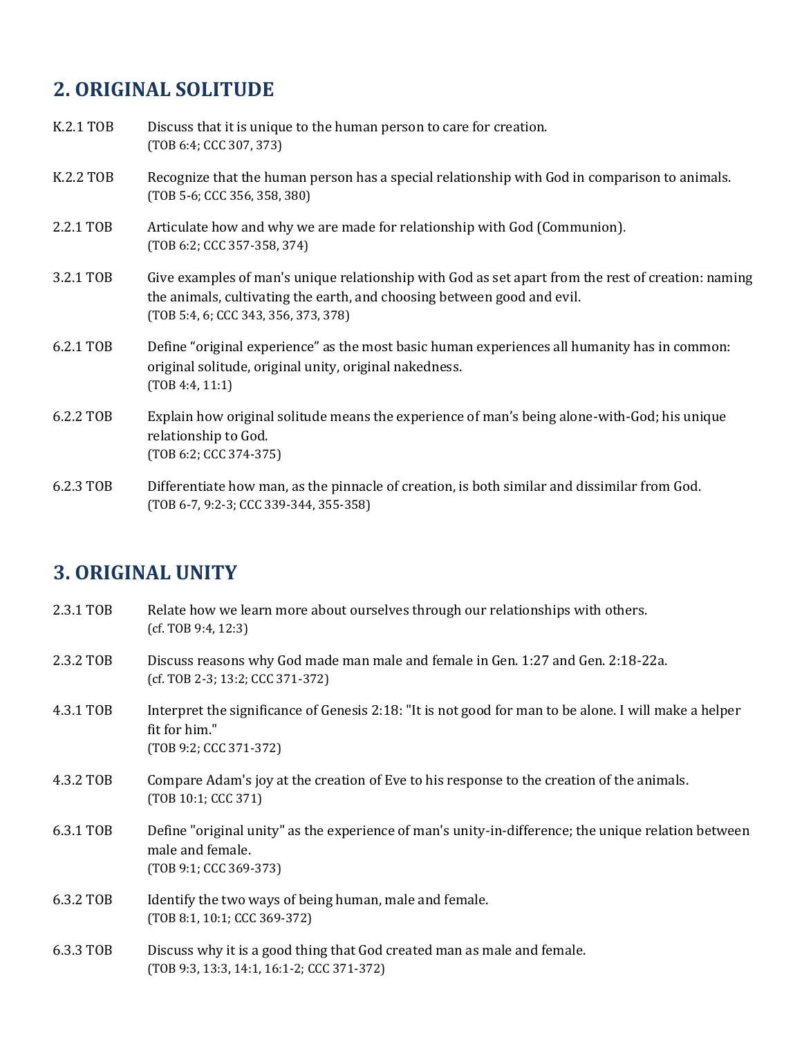## 2. ORIGINAL SOLITUDE

| | |
|---|---|
| K.2.1 TOB | Discuss that it is unique to the human person to care for creation.<br>(TOB 6:4; CCC 307, 373) |
| K.2.2 TOB | Recognize that the human person has a special relationship with God in comparison to animals.<br>(TOB 5-6; CCC 356, 358, 380) |
| 2.2.1 TOB | Articulate how and why we are made for relationship with God (Communion).<br>(TOB 6:2; CCC 357-358, 374) |
| 3.2.1 TOB | Give examples of man's unique relationship with God as set apart from the rest of creation: naming the animals, cultivating the earth, and choosing between good and evil.<br>(TOB 5:4, 6; CCC 343, 356, 373, 378) |
| 6.2.1 TOB | Define "original experience" as the most basic human experiences all humanity has in common: original solitude, original unity, original nakedness.<br>(TOB 4:4, 11:1) |
| 6.2.2 TOB | Explain how original solitude means the experience of man's being alone-with-God; his unique relationship to God.<br>(TOB 6:2; CCC 374-375) |
| 6.2.3 TOB | Differentiate how man, as the pinnacle of creation, is both similar and dissimilar from God.<br>(TOB 6-7, 9:2-3; CCC 339-344, 355-358) |

## 3. ORIGINAL UNITY

| | |
|---|---|
| 2.3.1 TOB | Relate how we learn more about ourselves through our relationships with others.<br>(cf. TOB 9:4, 12:3) |
| 2.3.2 TOB | Discuss reasons why God made man male and female in Gen. 1:27 and Gen. 2:18-22a.<br>(cf. TOB 2-3; 13:2; CCC 371-372) |
| 4.3.1 TOB | Interpret the significance of Genesis 2:18: "It is not good for man to be alone. I will make a helper fit for him."<br>(TOB 9:2; CCC 371-372) |
| 4.3.2 TOB | Compare Adam's joy at the creation of Eve to his response to the creation of the animals.<br>(TOB 10:1; CCC 371) |
| 6.3.1 TOB | Define "original unity" as the experience of man's unity-in-difference; the unique relation between male and female.<br>(TOB 9:1; CCC 369-373) |
| 6.3.2 TOB | Identify the two ways of being human, male and female.<br>(TOB 8:1, 10:1; CCC 369-372) |
| 6.3.3 TOB | Discuss why it is a good thing that God created man as male and female.<br>(TOB 9:3, 13:3, 14:1, 16:1-2; CCC 371-372) |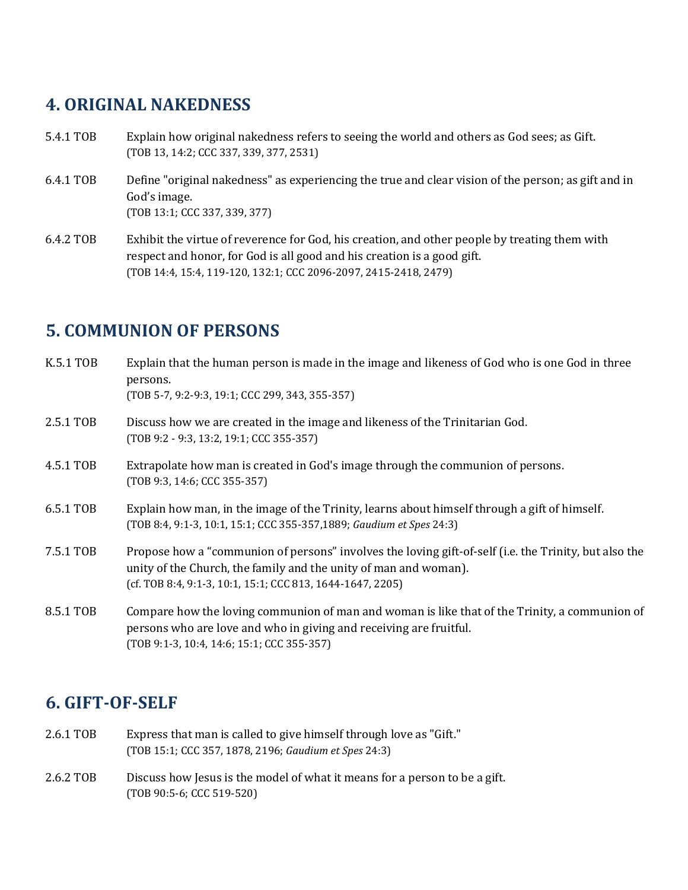## 4. ORIGINAL NAKEDNESS

5.4.1 TOB Explain how original nakedness refers to seeing the world and others as God sees; as Gift.
(TOB 13, 14:2; CCC 337, 339, 377, 2531)

6.4.1 TOB Define "original nakedness" as experiencing the true and clear vision of the person; as gift and in God's image.
(TOB 13:1; CCC 337, 339, 377)

6.4.2 TOB Exhibit the virtue of reverence for God, his creation, and other people by treating them with respect and honor, for God is all good and his creation is a good gift.
(TOB 14:4, 15:4, 119-120, 132:1; CCC 2096-2097, 2415-2418, 2479)

## 5. COMMUNION OF PERSONS

K.5.1 TOB Explain that the human person is made in the image and likeness of God who is one God in three persons.
(TOB 5-7, 9:2-9:3, 19:1; CCC 299, 343, 355-357)

2.5.1 TOB Discuss how we are created in the image and likeness of the Trinitarian God.
(TOB 9:2 - 9:3, 13:2, 19:1; CCC 355-357)

4.5.1 TOB Extrapolate how man is created in God's image through the communion of persons.
(TOB 9:3, 14:6; CCC 355-357)

6.5.1 TOB Explain how man, in the image of the Trinity, learns about himself through a gift of himself.
(TOB 8:4, 9:1-3, 10:1, 15:1; CCC 355-357,1889; *Gaudium et Spes* 24:3)

7.5.1 TOB Propose how a "communion of persons" involves the loving gift-of-self (i.e. the Trinity, but also the unity of the Church, the family and the unity of man and woman).
(cf. TOB 8:4, 9:1-3, 10:1, 15:1; CCC 813, 1644-1647, 2205)

8.5.1 TOB Compare how the loving communion of man and woman is like that of the Trinity, a communion of persons who are love and who in giving and receiving are fruitful.
(TOB 9:1-3, 10:4, 14:6; 15:1; CCC 355-357)

## 6. GIFT-OF-SELF

2.6.1 TOB Express that man is called to give himself through love as "Gift."
(TOB 15:1; CCC 357, 1878, 2196; *Gaudium et Spes* 24:3)

2.6.2 TOB Discuss how Jesus is the model of what it means for a person to be a gift.
(TOB 90:5-6; CCC 519-520)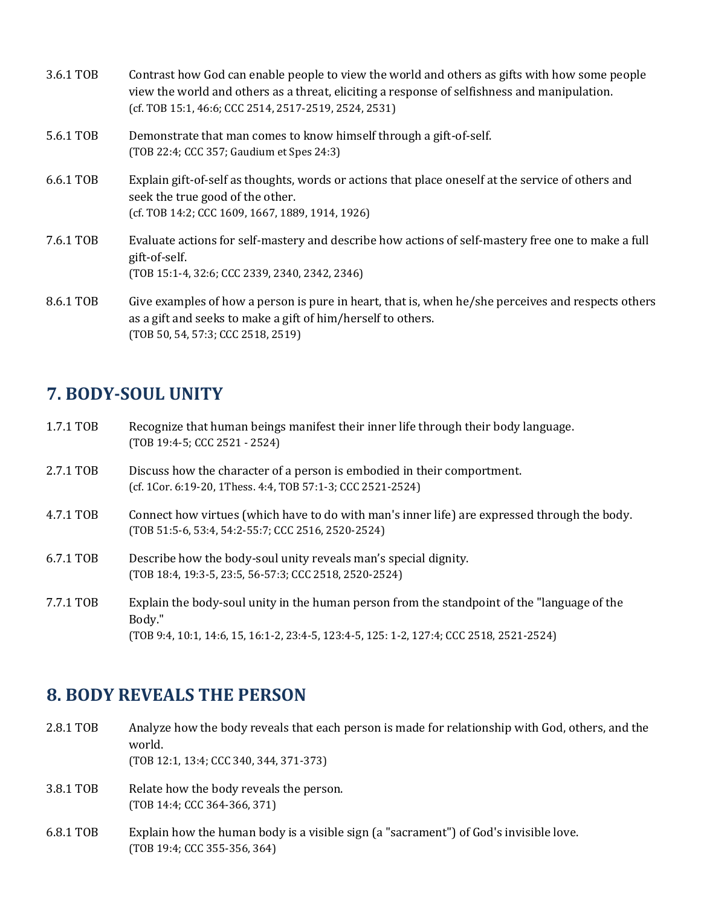3.6.1 TOB Contrast how God can enable people to view the world and others as gifts with how some people view the world and others as a threat, eliciting a response of selfishness and manipulation.
(cf. TOB 15:1, 46:6; CCC 2514, 2517-2519, 2524, 2531)

5.6.1 TOB Demonstrate that man comes to know himself through a gift-of-self.
(TOB 22:4; CCC 357; Gaudium et Spes 24:3)

6.6.1 TOB Explain gift-of-self as thoughts, words or actions that place oneself at the service of others and seek the true good of the other.
(cf. TOB 14:2; CCC 1609, 1667, 1889, 1914, 1926)

7.6.1 TOB Evaluate actions for self-mastery and describe how actions of self-mastery free one to make a full gift-of-self.
(TOB 15:1-4, 32:6; CCC 2339, 2340, 2342, 2346)

8.6.1 TOB Give examples of how a person is pure in heart, that is, when he/she perceives and respects others as a gift and seeks to make a gift of him/herself to others.
(TOB 50, 54, 57:3; CCC 2518, 2519)

## 7. BODY-SOUL UNITY

1.7.1 TOB Recognize that human beings manifest their inner life through their body language.
(TOB 19:4-5; CCC 2521 - 2524)

2.7.1 TOB Discuss how the character of a person is embodied in their comportment.
(cf. 1Cor. 6:19-20, 1Thess. 4:4, TOB 57:1-3; CCC 2521-2524)

4.7.1 TOB Connect how virtues (which have to do with man's inner life) are expressed through the body.
(TOB 51:5-6, 53:4, 54:2-55:7; CCC 2516, 2520-2524)

6.7.1 TOB Describe how the body-soul unity reveals man's special dignity.
(TOB 18:4, 19:3-5, 23:5, 56-57:3; CCC 2518, 2520-2524)

7.7.1 TOB Explain the body-soul unity in the human person from the standpoint of the "language of the Body."
(TOB 9:4, 10:1, 14:6, 15, 16:1-2, 23:4-5, 123:4-5, 125: 1-2, 127:4; CCC 2518, 2521-2524)

## 8. BODY REVEALS THE PERSON

2.8.1 TOB Analyze how the body reveals that each person is made for relationship with God, others, and the world.
(TOB 12:1, 13:4; CCC 340, 344, 371-373)

3.8.1 TOB Relate how the body reveals the person.
(TOB 14:4; CCC 364-366, 371)

6.8.1 TOB Explain how the human body is a visible sign (a "sacrament") of God's invisible love.
(TOB 19:4; CCC 355-356, 364)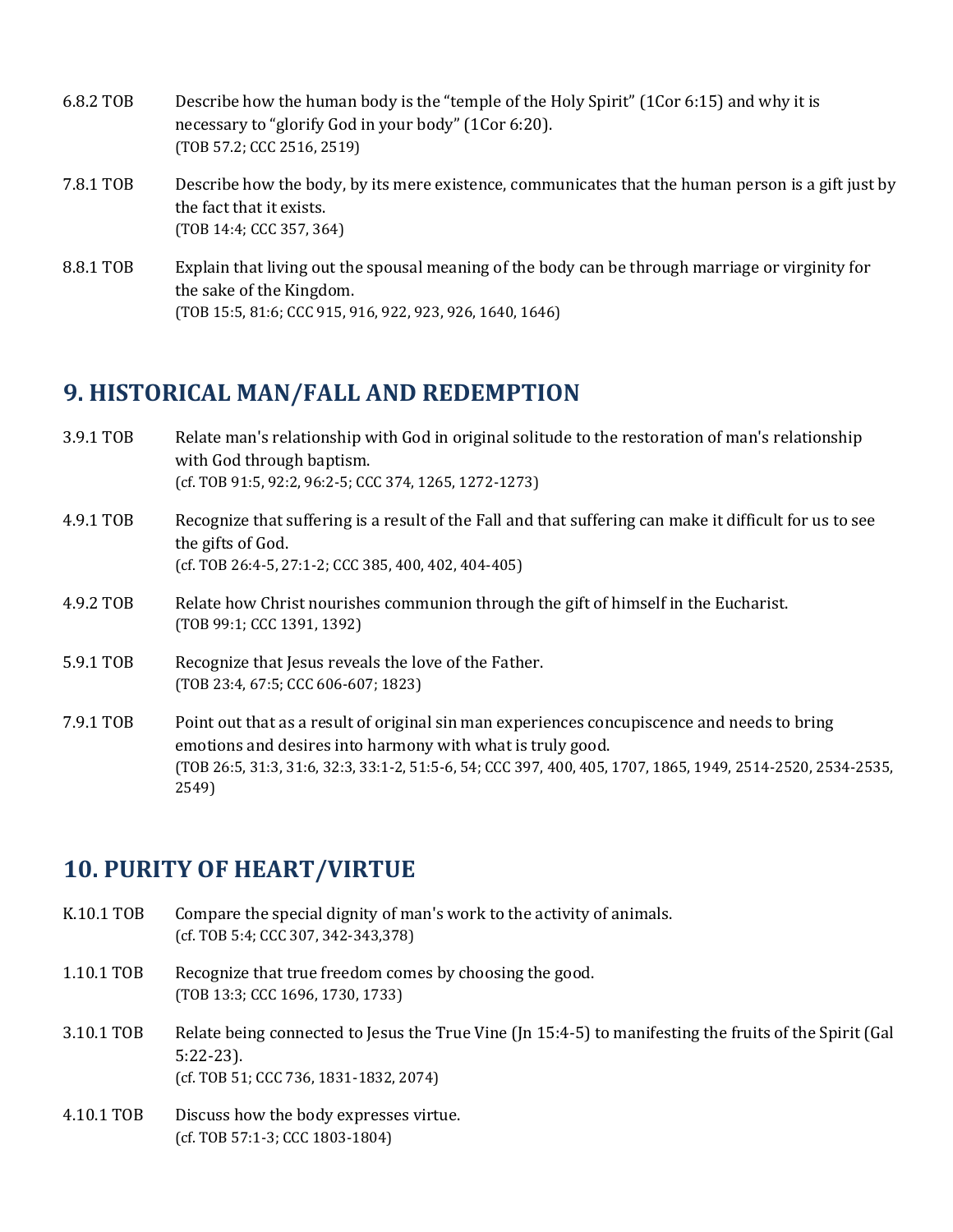6.8.2 TOB — Describe how the human body is the "temple of the Holy Spirit" (1Cor 6:15) and why it is necessary to "glorify God in your body" (1Cor 6:20).
(TOB 57.2; CCC 2516, 2519)

7.8.1 TOB — Describe how the body, by its mere existence, communicates that the human person is a gift just by the fact that it exists.
(TOB 14:4; CCC 357, 364)

8.8.1 TOB — Explain that living out the spousal meaning of the body can be through marriage or virginity for the sake of the Kingdom.
(TOB 15:5, 81:6; CCC 915, 916, 922, 923, 926, 1640, 1646)

## 9. HISTORICAL MAN/FALL AND REDEMPTION

3.9.1 TOB — Relate man's relationship with God in original solitude to the restoration of man's relationship with God through baptism.
(cf. TOB 91:5, 92:2, 96:2-5; CCC 374, 1265, 1272-1273)

4.9.1 TOB — Recognize that suffering is a result of the Fall and that suffering can make it difficult for us to see the gifts of God.
(cf. TOB 26:4-5, 27:1-2; CCC 385, 400, 402, 404-405)

4.9.2 TOB — Relate how Christ nourishes communion through the gift of himself in the Eucharist.
(TOB 99:1; CCC 1391, 1392)

5.9.1 TOB — Recognize that Jesus reveals the love of the Father.
(TOB 23:4, 67:5; CCC 606-607; 1823)

7.9.1 TOB — Point out that as a result of original sin man experiences concupiscence and needs to bring emotions and desires into harmony with what is truly good.
(TOB 26:5, 31:3, 31:6, 32:3, 33:1-2, 51:5-6, 54; CCC 397, 400, 405, 1707, 1865, 1949, 2514-2520, 2534-2535, 2549)

## 10. PURITY OF HEART/VIRTUE

K.10.1 TOB — Compare the special dignity of man's work to the activity of animals.
(cf. TOB 5:4; CCC 307, 342-343,378)

1.10.1 TOB — Recognize that true freedom comes by choosing the good.
(TOB 13:3; CCC 1696, 1730, 1733)

3.10.1 TOB — Relate being connected to Jesus the True Vine (Jn 15:4-5) to manifesting the fruits of the Spirit (Gal 5:22-23).
(cf. TOB 51; CCC 736, 1831-1832, 2074)

4.10.1 TOB — Discuss how the body expresses virtue.
(cf. TOB 57:1-3; CCC 1803-1804)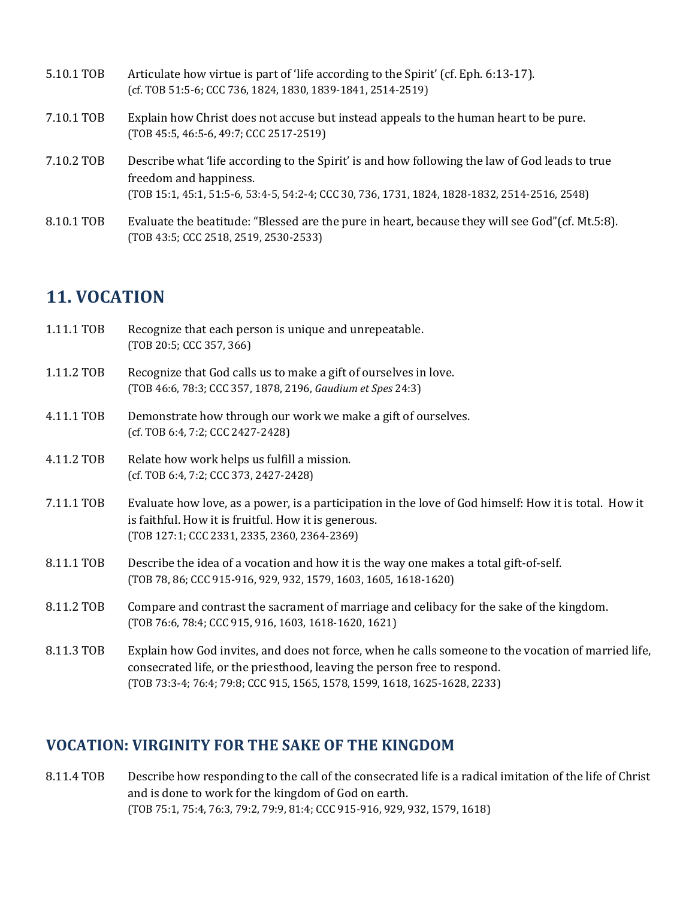5.10.1 TOB Articulate how virtue is part of 'life according to the Spirit' (cf. Eph. 6:13-17).
(cf. TOB 51:5-6; CCC 736, 1824, 1830, 1839-1841, 2514-2519)

7.10.1 TOB Explain how Christ does not accuse but instead appeals to the human heart to be pure.
(TOB 45:5, 46:5-6, 49:7; CCC 2517-2519)

7.10.2 TOB Describe what 'life according to the Spirit' is and how following the law of God leads to true freedom and happiness.
(TOB 15:1, 45:1, 51:5-6, 53:4-5, 54:2-4; CCC 30, 736, 1731, 1824, 1828-1832, 2514-2516, 2548)

8.10.1 TOB Evaluate the beatitude: "Blessed are the pure in heart, because they will see God"(cf. Mt.5:8).
(TOB 43:5; CCC 2518, 2519, 2530-2533)

## 11. VOCATION

1.11.1 TOB Recognize that each person is unique and unrepeatable.
(TOB 20:5; CCC 357, 366)

1.11.2 TOB Recognize that God calls us to make a gift of ourselves in love.
(TOB 46:6, 78:3; CCC 357, 1878, 2196, *Gaudium et Spes* 24:3)

4.11.1 TOB Demonstrate how through our work we make a gift of ourselves.
(cf. TOB 6:4, 7:2; CCC 2427-2428)

4.11.2 TOB Relate how work helps us fulfill a mission.
(cf. TOB 6:4, 7:2; CCC 373, 2427-2428)

7.11.1 TOB Evaluate how love, as a power, is a participation in the love of God himself: How it is total. How it is faithful. How it is fruitful. How it is generous.
(TOB 127:1; CCC 2331, 2335, 2360, 2364-2369)

8.11.1 TOB Describe the idea of a vocation and how it is the way one makes a total gift-of-self.
(TOB 78, 86; CCC 915-916, 929, 932, 1579, 1603, 1605, 1618-1620)

8.11.2 TOB Compare and contrast the sacrament of marriage and celibacy for the sake of the kingdom.
(TOB 76:6, 78:4; CCC 915, 916, 1603, 1618-1620, 1621)

8.11.3 TOB Explain how God invites, and does not force, when he calls someone to the vocation of married life, consecrated life, or the priesthood, leaving the person free to respond.
(TOB 73:3-4; 76:4; 79:8; CCC 915, 1565, 1578, 1599, 1618, 1625-1628, 2233)

### VOCATION: VIRGINITY FOR THE SAKE OF THE KINGDOM

8.11.4 TOB Describe how responding to the call of the consecrated life is a radical imitation of the life of Christ and is done to work for the kingdom of God on earth.
(TOB 75:1, 75:4, 76:3, 79:2, 79:9, 81:4; CCC 915-916, 929, 932, 1579, 1618)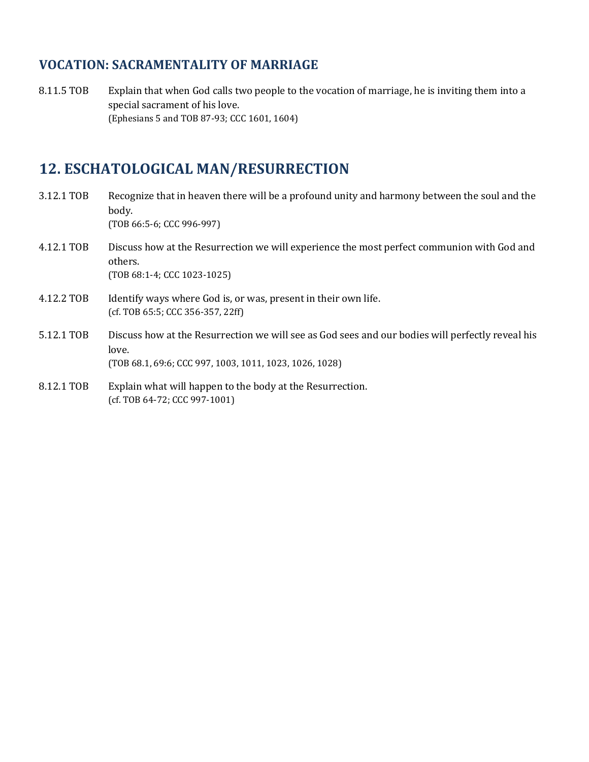## VOCATION: SACRAMENTALITY OF MARRIAGE

8.11.5 TOB Explain that when God calls two people to the vocation of marriage, he is inviting them into a special sacrament of his love.
(Ephesians 5 and TOB 87-93; CCC 1601, 1604)

## 12. ESCHATOLOGICAL MAN/RESURRECTION

3.12.1 TOB Recognize that in heaven there will be a profound unity and harmony between the soul and the body.
(TOB 66:5-6; CCC 996-997)

4.12.1 TOB Discuss how at the Resurrection we will experience the most perfect communion with God and others.
(TOB 68:1-4; CCC 1023-1025)

4.12.2 TOB Identify ways where God is, or was, present in their own life.
(cf. TOB 65:5; CCC 356-357, 22ff)

5.12.1 TOB Discuss how at the Resurrection we will see as God sees and our bodies will perfectly reveal his love.
(TOB 68.1, 69:6; CCC 997, 1003, 1011, 1023, 1026, 1028)

8.12.1 TOB Explain what will happen to the body at the Resurrection.
(cf. TOB 64-72; CCC 997-1001)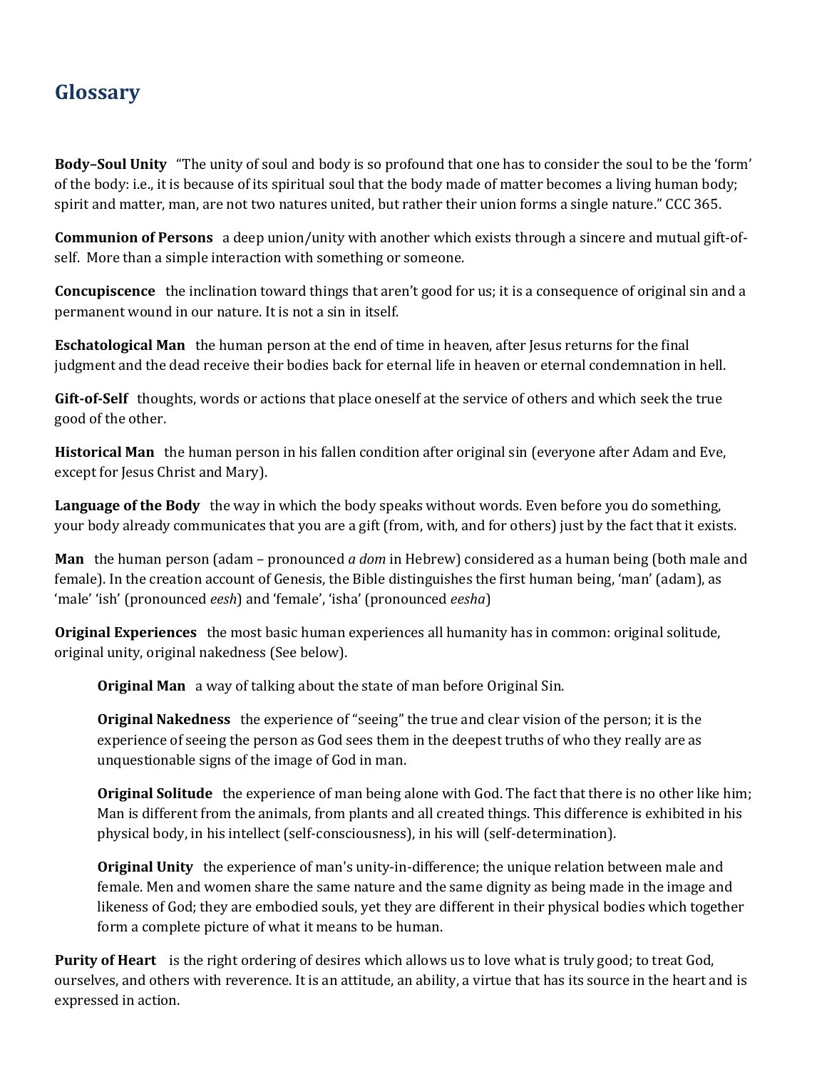## Glossary

**Body–Soul Unity** "The unity of soul and body is so profound that one has to consider the soul to be the 'form' of the body: i.e., it is because of its spiritual soul that the body made of matter becomes a living human body; spirit and matter, man, are not two natures united, but rather their union forms a single nature." CCC 365.

**Communion of Persons** a deep union/unity with another which exists through a sincere and mutual gift-of-self. More than a simple interaction with something or someone.

**Concupiscence** the inclination toward things that aren't good for us; it is a consequence of original sin and a permanent wound in our nature. It is not a sin in itself.

**Eschatological Man** the human person at the end of time in heaven, after Jesus returns for the final judgment and the dead receive their bodies back for eternal life in heaven or eternal condemnation in hell.

**Gift-of-Self** thoughts, words or actions that place oneself at the service of others and which seek the true good of the other.

**Historical Man** the human person in his fallen condition after original sin (everyone after Adam and Eve, except for Jesus Christ and Mary).

**Language of the Body** the way in which the body speaks without words. Even before you do something, your body already communicates that you are a gift (from, with, and for others) just by the fact that it exists.

**Man** the human person (adam – pronounced *a dom* in Hebrew) considered as a human being (both male and female). In the creation account of Genesis, the Bible distinguishes the first human being, 'man' (adam), as 'male' 'ish' (pronounced *eesh*) and 'female', 'isha' (pronounced *eesha*)

**Original Experiences** the most basic human experiences all humanity has in common: original solitude, original unity, original nakedness (See below).

> **Original Man** a way of talking about the state of man before Original Sin.
>
> **Original Nakedness** the experience of "seeing" the true and clear vision of the person; it is the experience of seeing the person as God sees them in the deepest truths of who they really are as unquestionable signs of the image of God in man.
>
> **Original Solitude** the experience of man being alone with God. The fact that there is no other like him; Man is different from the animals, from plants and all created things. This difference is exhibited in his physical body, in his intellect (self-consciousness), in his will (self-determination).
>
> **Original Unity** the experience of man's unity-in-difference; the unique relation between male and female. Men and women share the same nature and the same dignity as being made in the image and likeness of God; they are embodied souls, yet they are different in their physical bodies which together form a complete picture of what it means to be human.

**Purity of Heart** is the right ordering of desires which allows us to love what is truly good; to treat God, ourselves, and others with reverence. It is an attitude, an ability, a virtue that has its source in the heart and is expressed in action.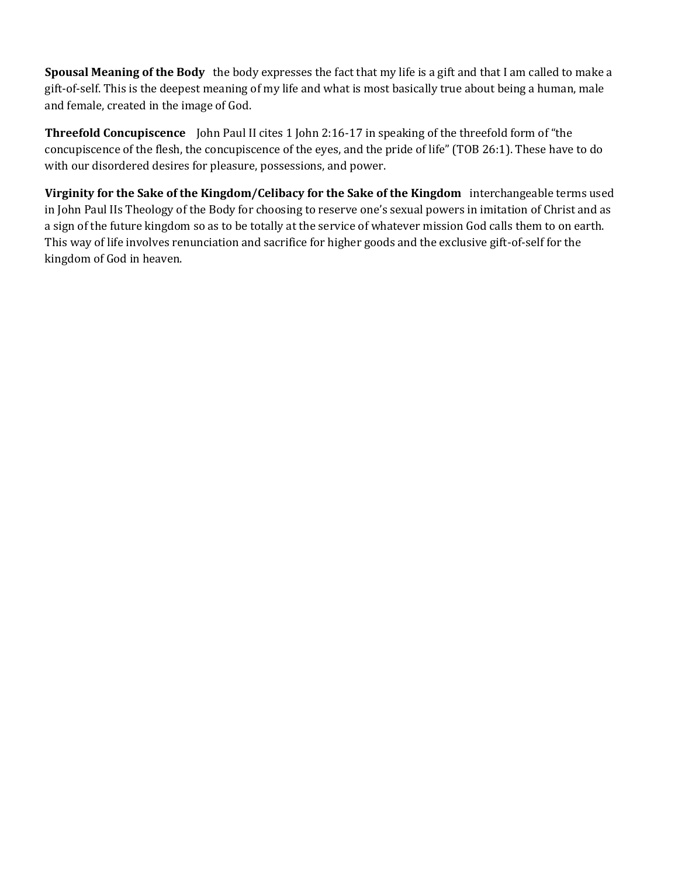**Spousal Meaning of the Body** the body expresses the fact that my life is a gift and that I am called to make a gift-of-self. This is the deepest meaning of my life and what is most basically true about being a human, male and female, created in the image of God.

**Threefold Concupiscence** John Paul II cites 1 John 2:16-17 in speaking of the threefold form of "the concupiscence of the flesh, the concupiscence of the eyes, and the pride of life" (TOB 26:1). These have to do with our disordered desires for pleasure, possessions, and power.

**Virginity for the Sake of the Kingdom/Celibacy for the Sake of the Kingdom** interchangeable terms used in John Paul IIs Theology of the Body for choosing to reserve one's sexual powers in imitation of Christ and as a sign of the future kingdom so as to be totally at the service of whatever mission God calls them to on earth. This way of life involves renunciation and sacrifice for higher goods and the exclusive gift-of-self for the kingdom of God in heaven.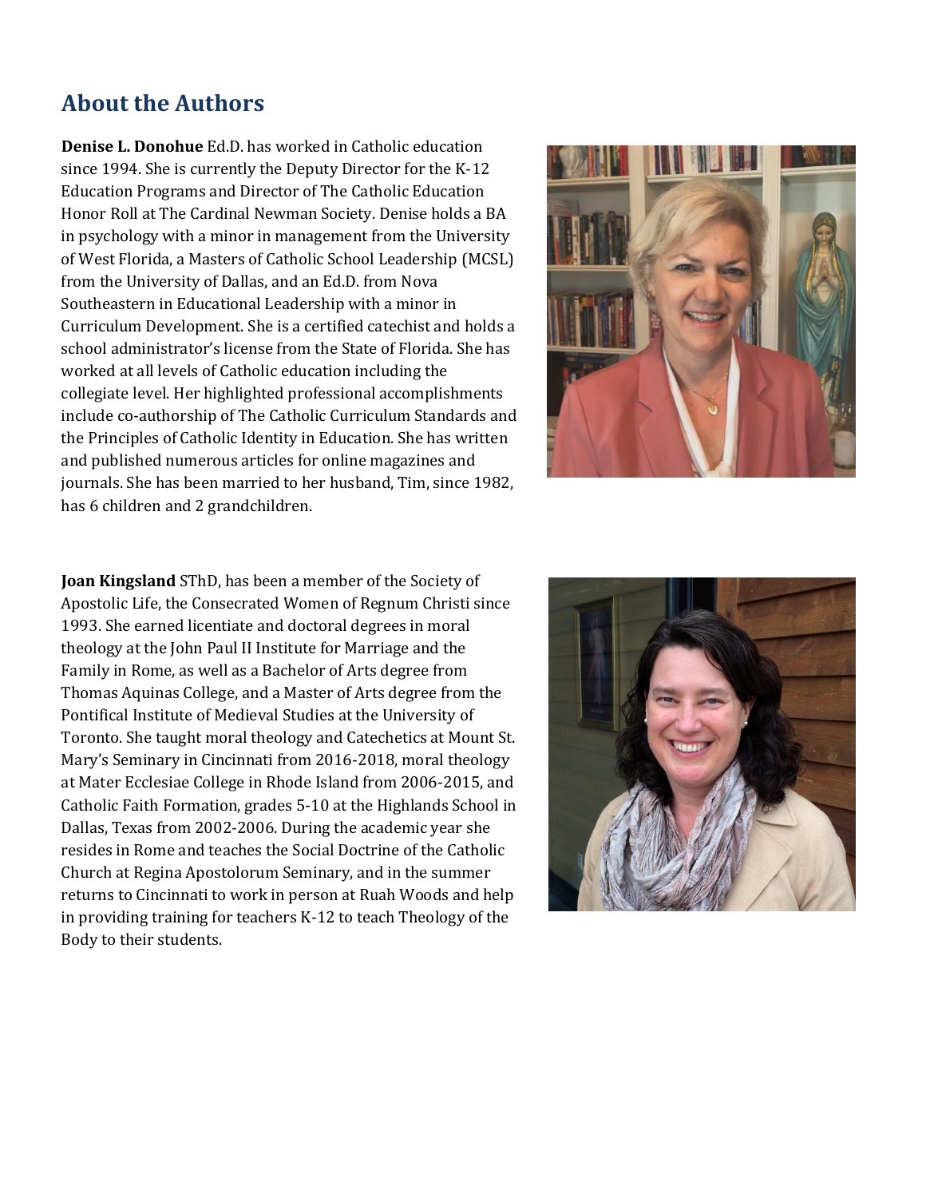## About the Authors

**Denise L. Donohue** Ed.D. has worked in Catholic education since 1994. She is currently the Deputy Director for the K-12 Education Programs and Director of The Catholic Education Honor Roll at The Cardinal Newman Society. Denise holds a BA in psychology with a minor in management from the University of West Florida, a Masters of Catholic School Leadership (MCSL) from the University of Dallas, and an Ed.D. from Nova Southeastern in Educational Leadership with a minor in Curriculum Development. She is a certified catechist and holds a school administrator's license from the State of Florida. She has worked at all levels of Catholic education including the collegiate level. Her highlighted professional accomplishments include co-authorship of The Catholic Curriculum Standards and the Principles of Catholic Identity in Education. She has written and published numerous articles for online magazines and journals. She has been married to her husband, Tim, since 1982, has 6 children and 2 grandchildren.

**Joan Kingsland** SThD, has been a member of the Society of Apostolic Life, the Consecrated Women of Regnum Christi since 1993. She earned licentiate and doctoral degrees in moral theology at the John Paul II Institute for Marriage and the Family in Rome, as well as a Bachelor of Arts degree from Thomas Aquinas College, and a Master of Arts degree from the Pontifical Institute of Medieval Studies at the University of Toronto. She taught moral theology and Catechetics at Mount St. Mary's Seminary in Cincinnati from 2016-2018, moral theology at Mater Ecclesiae College in Rhode Island from 2006-2015, and Catholic Faith Formation, grades 5-10 at the Highlands School in Dallas, Texas from 2002-2006. During the academic year she resides in Rome and teaches the Social Doctrine of the Catholic Church at Regina Apostolorum Seminary, and in the summer returns to Cincinnati to work in person at Ruah Woods and help in providing training for teachers K-12 to teach Theology of the Body to their students.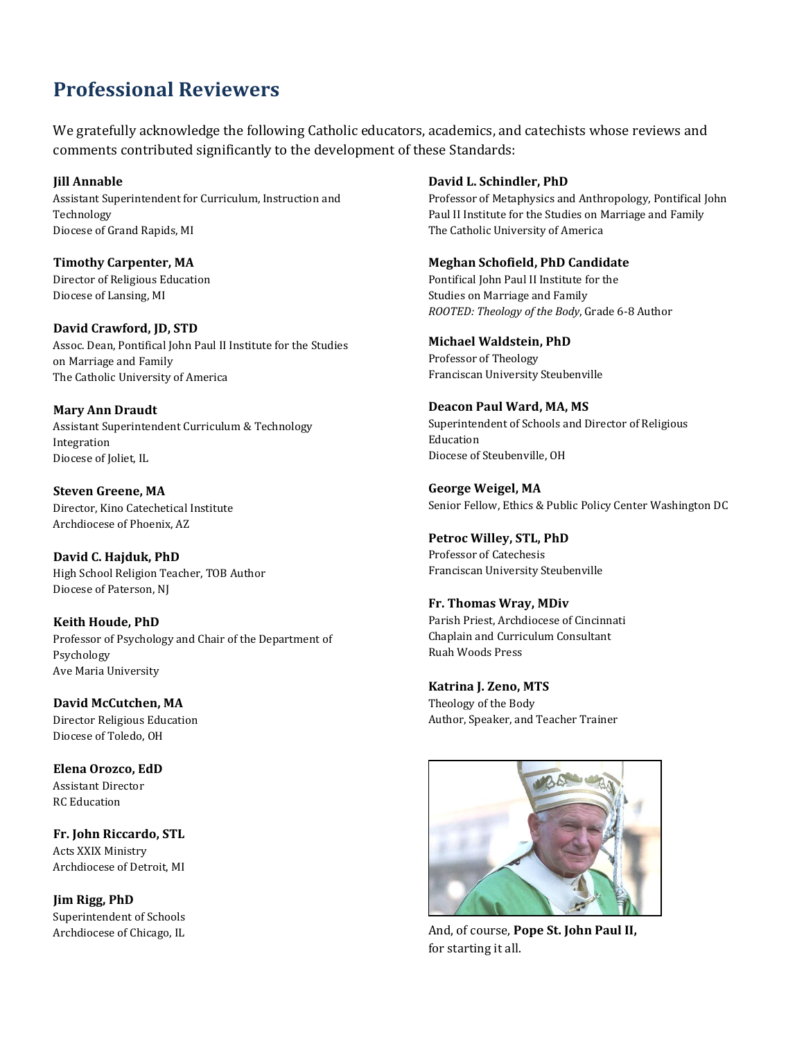## Professional Reviewers

We gratefully acknowledge the following Catholic educators, academics, and catechists whose reviews and comments contributed significantly to the development of these Standards:

**Jill Annable**
Assistant Superintendent for Curriculum, Instruction and Technology
Diocese of Grand Rapids, MI

**Timothy Carpenter, MA**
Director of Religious Education
Diocese of Lansing, MI

**David Crawford, JD, STD**
Assoc. Dean, Pontifical John Paul II Institute for the Studies on Marriage and Family
The Catholic University of America

**Mary Ann Draudt**
Assistant Superintendent Curriculum & Technology Integration
Diocese of Joliet, IL

**Steven Greene, MA**
Director, Kino Catechetical Institute
Archdiocese of Phoenix, AZ

**David C. Hajduk, PhD**
High School Religion Teacher, TOB Author
Diocese of Paterson, NJ

**Keith Houde, PhD**
Professor of Psychology and Chair of the Department of Psychology
Ave Maria University

**David McCutchen, MA**
Director Religious Education
Diocese of Toledo, OH

**Elena Orozco, EdD**
Assistant Director
RC Education

**Fr. John Riccardo, STL**
Acts XXIX Ministry
Archdiocese of Detroit, MI

**Jim Rigg, PhD**
Superintendent of Schools
Archdiocese of Chicago, IL

**David L. Schindler, PhD**
Professor of Metaphysics and Anthropology, Pontifical John Paul II Institute for the Studies on Marriage and Family
The Catholic University of America

**Meghan Schofield, PhD Candidate**
Pontifical John Paul II Institute for the Studies on Marriage and Family
*ROOTED: Theology of the Body*, Grade 6-8 Author

**Michael Waldstein, PhD**
Professor of Theology
Franciscan University Steubenville

**Deacon Paul Ward, MA, MS**
Superintendent of Schools and Director of Religious Education
Diocese of Steubenville, OH

**George Weigel, MA**
Senior Fellow, Ethics & Public Policy Center Washington DC

**Petroc Willey, STL, PhD**
Professor of Catechesis
Franciscan University Steubenville

**Fr. Thomas Wray, MDiv**
Parish Priest, Archdiocese of Cincinnati
Chaplain and Curriculum Consultant
Ruah Woods Press

**Katrina J. Zeno, MTS**
Theology of the Body
Author, Speaker, and Teacher Trainer

And, of course, **Pope St. John Paul II,** for starting it all.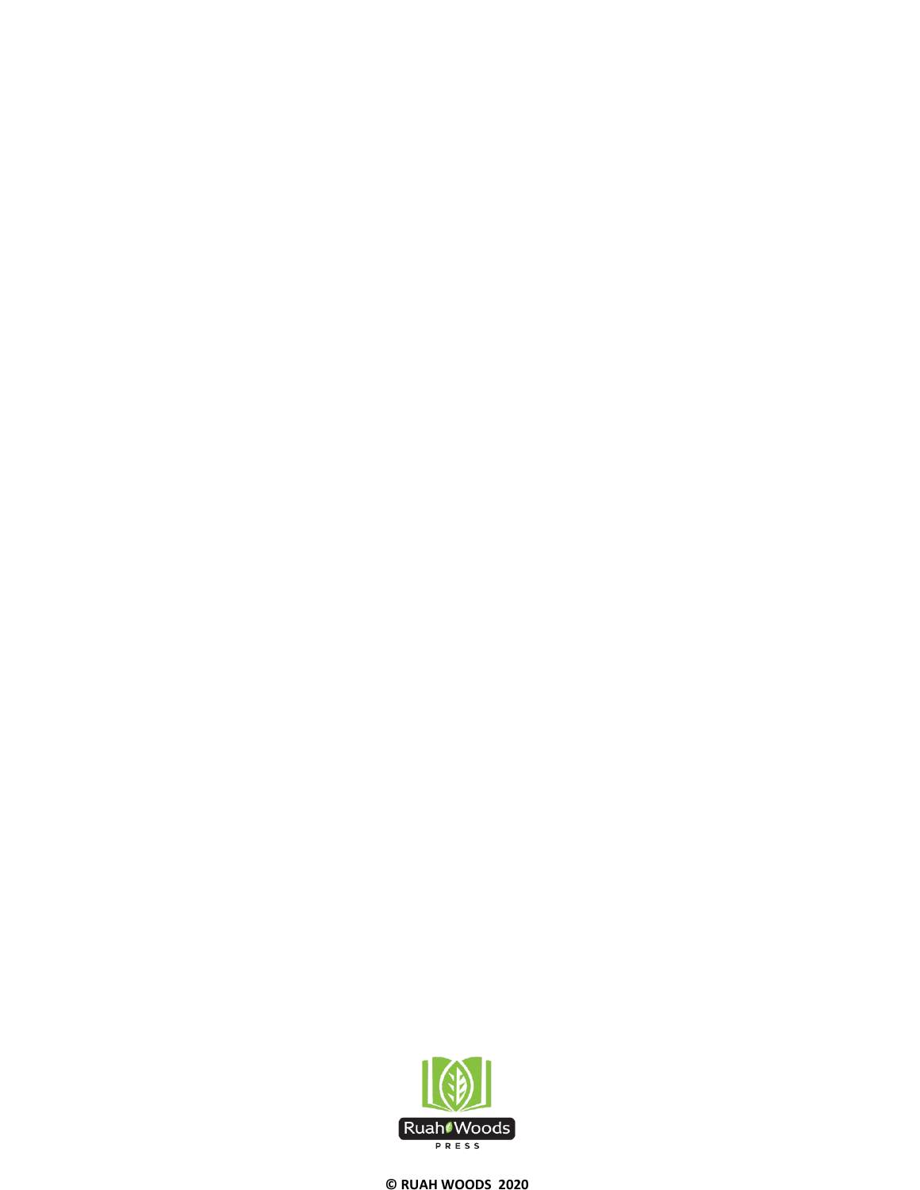Ruah Woods

PRESS

**© RUAH WOODS 2020**